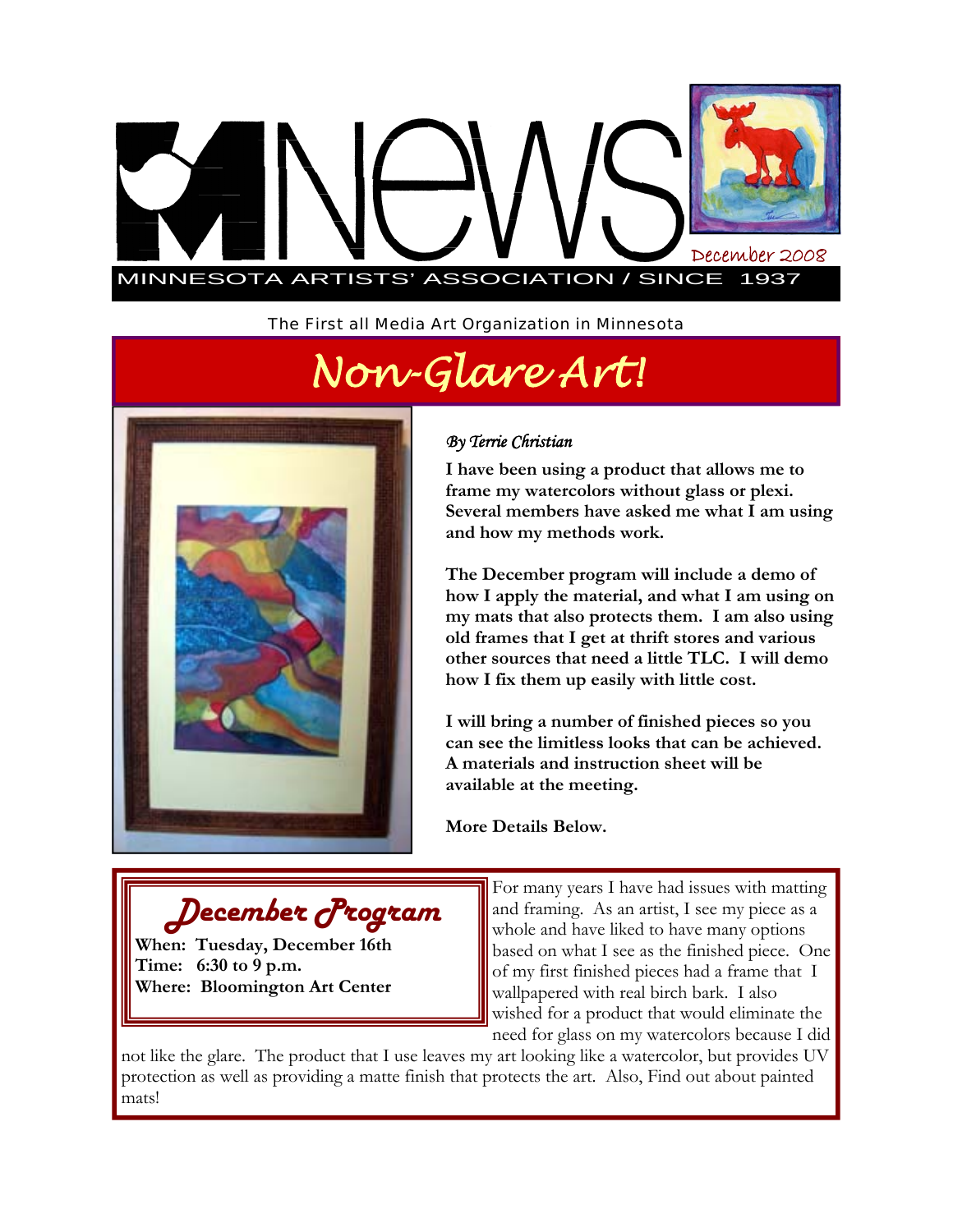# MNews

December 2008

MINNESOTA ARTISTS' ASSOCIATION / SINCE 1937

The First all Media Art Organization in Minnesota

## Non-Glare Art!

*By Terrie Christian*

**I have been using a product that allows me to frame my watercolors without glass or plexi. Several members have asked me what I am using and how my methods work.**

**The December program will include a demo of how I apply the material, and what I am using on my mats that also protects them. I am also using old frames that I get at thrift stores and various other sources that need a little TLC. I will demo how I fix them up easily with little cost.**

**I will bring a number of finished pieces so you can see the limitless looks that can be achieved. A materials and instruction sheet will be available at the meeting.**

**More Details Below.**

### December Program

**When: Tuesday, December 16th**
**Time: 6:30 to 9 p.m.**
**Where: Bloomington Art Center**

For many years I have had issues with matting and framing. As an artist, I see my piece as a whole and have liked to have many options based on what I see as the finished piece. One of my first finished pieces had a frame that I wallpapered with real birch bark. I also wished for a product that would eliminate the need for glass on my watercolors because I did not like the glare. The product that I use leaves my art looking like a watercolor, but provides UV protection as well as providing a matte finish that protects the art. Also, Find out about painted mats!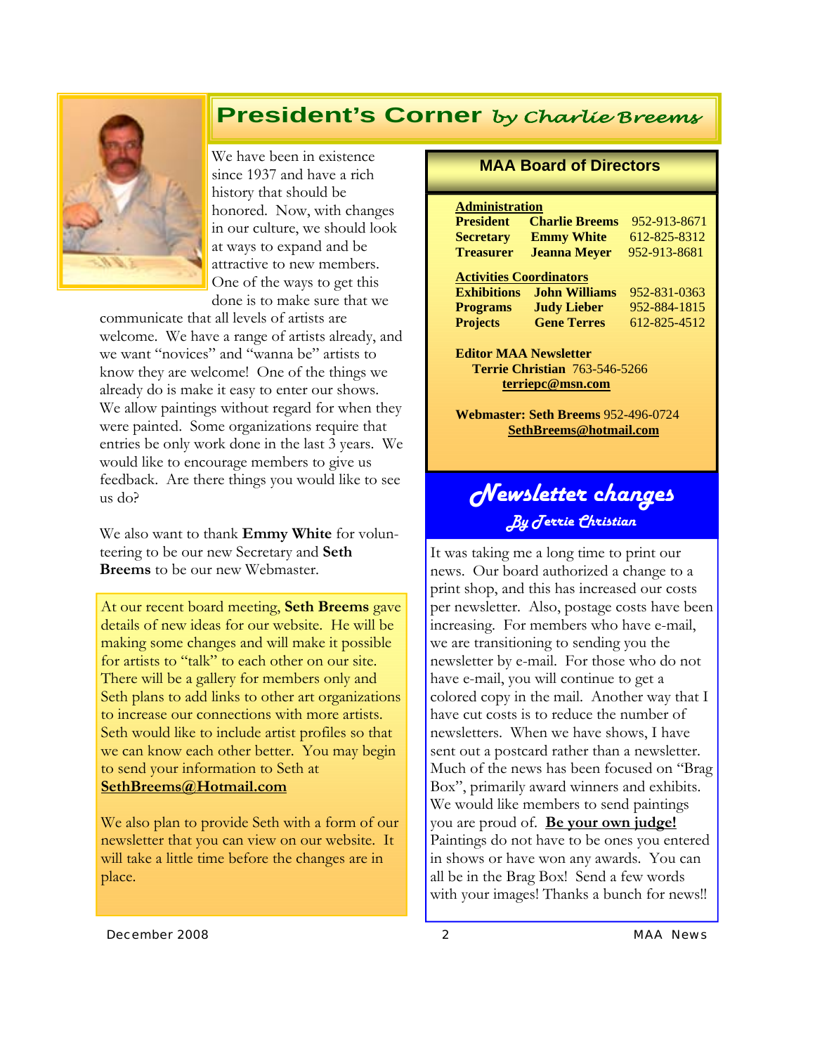# President's Corner *by Charlie Breems*

We have been in existence since 1937 and have a rich history that should be honored. Now, with changes in our culture, we should look at ways to expand and be attractive to new members. One of the ways to get this done is to make sure that we communicate that all levels of artists are welcome. We have a range of artists already, and we want "novices" and "wanna be" artists to know they are welcome! One of the things we already do is make it easy to enter our shows. We allow paintings without regard for when they were painted. Some organizations require that entries be only work done in the last 3 years. We would like to encourage members to give us feedback. Are there things you would like to see us do?

We also want to thank **Emmy White** for volunteering to be our new Secretary and **Seth Breems** to be our new Webmaster.

At our recent board meeting, **Seth Breems** gave details of new ideas for our website. He will be making some changes and will make it possible for artists to "talk" to each other on our site. There will be a gallery for members only and Seth plans to add links to other art organizations to increase our connections with more artists. Seth would like to include artist profiles so that we can know each other better. You may begin to send your information to Seth at **SethBreems@Hotmail.com**

We also plan to provide Seth with a form of our newsletter that you can view on our website. It will take a little time before the changes are in place.

## MAA Board of Directors

**Administration**

| | | |
|---|---|---|
| **President** | **Charlie Breems** | 952-913-8671 |
| **Secretary** | **Emmy White** | 612-825-8312 |
| **Treasurer** | **Jeanna Meyer** | 952-913-8681 |

**Activities Coordinators**

| | | |
|---|---|---|
| **Exhibitions** | **John Williams** | 952-831-0363 |
| **Programs** | **Judy Lieber** | 952-884-1815 |
| **Projects** | **Gene Terres** | 612-825-4512 |

**Editor MAA Newsletter**
**Terrie Christian** 763-546-5266
**terriepc@msn.com**

**Webmaster: Seth Breems** 952-496-0724
**SethBreems@hotmail.com**

## *Newsletter changes*

*By Terrie Christian*

It was taking me a long time to print our news. Our board authorized a change to a print shop, and this has increased our costs per newsletter. Also, postage costs have been increasing. For members who have e-mail, we are transitioning to sending you the newsletter by e-mail. For those who do not have e-mail, you will continue to get a colored copy in the mail. Another way that I have cut costs is to reduce the number of newsletters. When we have shows, I have sent out a postcard rather than a newsletter. Much of the news has been focused on "Brag Box", primarily award winners and exhibits. We would like members to send paintings you are proud of. **Be your own judge!** Paintings do not have to be ones you entered in shows or have won any awards. You can all be in the Brag Box! Send a few words with your images! Thanks a bunch for news!!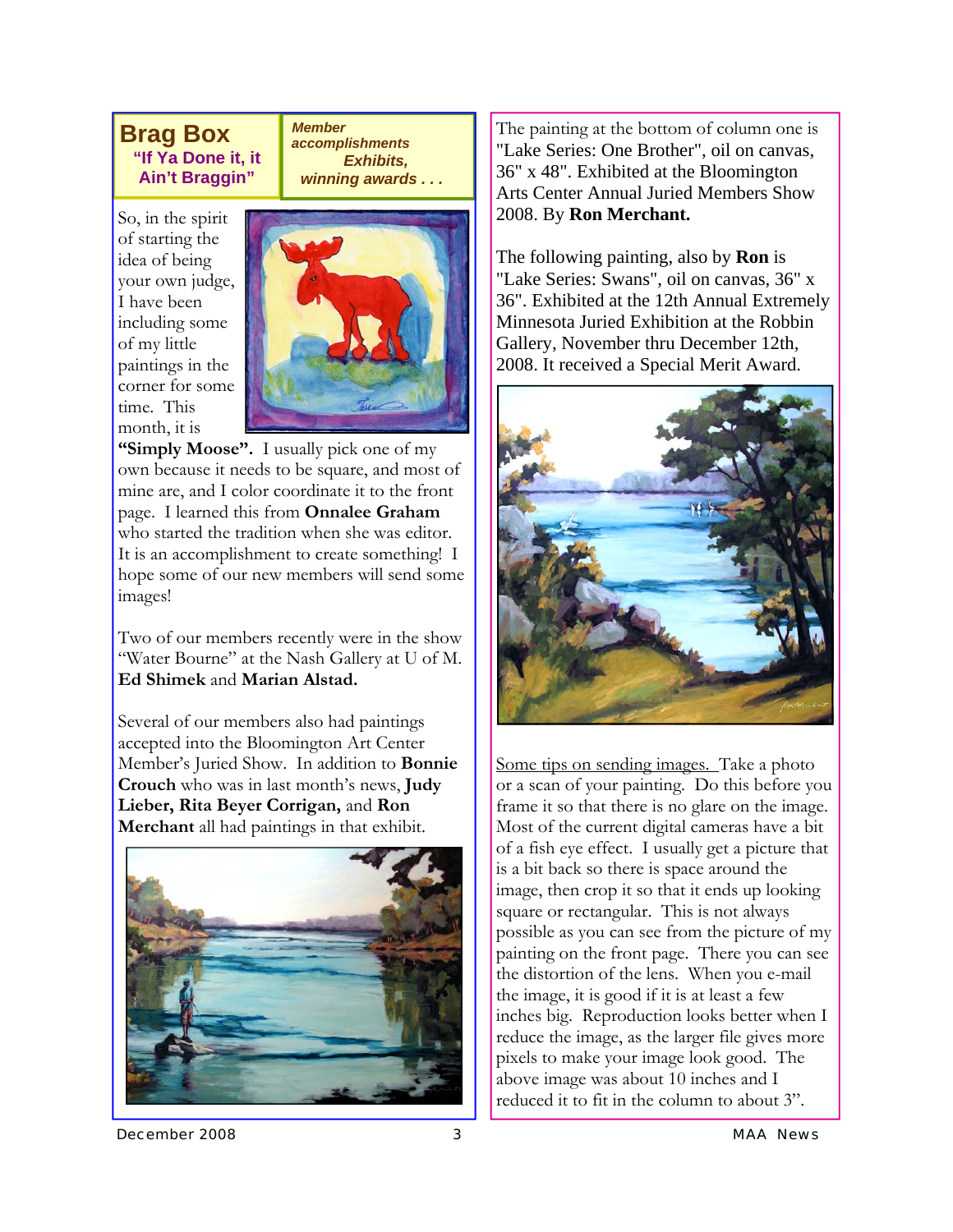# Brag Box

**"If Ya Done it, it Ain't Braggin"**

***Member accomplishments Exhibits, winning awards . . .***

So, in the spirit of starting the idea of being your own judge, I have been including some of my little paintings in the corner for some time. This month, it is **"Simply Moose".** I usually pick one of my own because it needs to be square, and most of mine are, and I color coordinate it to the front page. I learned this from **Onnalee Graham** who started the tradition when she was editor. It is an accomplishment to create something! I hope some of our new members will send some images!

Two of our members recently were in the show "Water Bourne" at the Nash Gallery at U of M. **Ed Shimek** and **Marian Alstad.**

Several of our members also had paintings accepted into the Bloomington Art Center Member's Juried Show. In addition to **Bonnie Crouch** who was in last month's news, **Judy Lieber, Rita Beyer Corrigan,** and **Ron Merchant** all had paintings in that exhibit.

The painting at the bottom of column one is "Lake Series: One Brother", oil on canvas, 36" x 48". Exhibited at the Bloomington Arts Center Annual Juried Members Show 2008. By **Ron Merchant.**

The following painting, also by **Ron** is "Lake Series: Swans", oil on canvas, 36" x 36". Exhibited at the 12th Annual Extremely Minnesota Juried Exhibition at the Robbin Gallery, November thru December 12th, 2008. It received a Special Merit Award.

Some tips on sending images. Take a photo or a scan of your painting. Do this before you frame it so that there is no glare on the image. Most of the current digital cameras have a bit of a fish eye effect. I usually get a picture that is a bit back so there is space around the image, then crop it so that it ends up looking square or rectangular. This is not always possible as you can see from the picture of my painting on the front page. There you can see the distortion of the lens. When you e-mail the image, it is good if it is at least a few inches big. Reproduction looks better when I reduce the image, as the larger file gives more pixels to make your image look good. The above image was about 10 inches and I reduced it to fit in the column to about 3".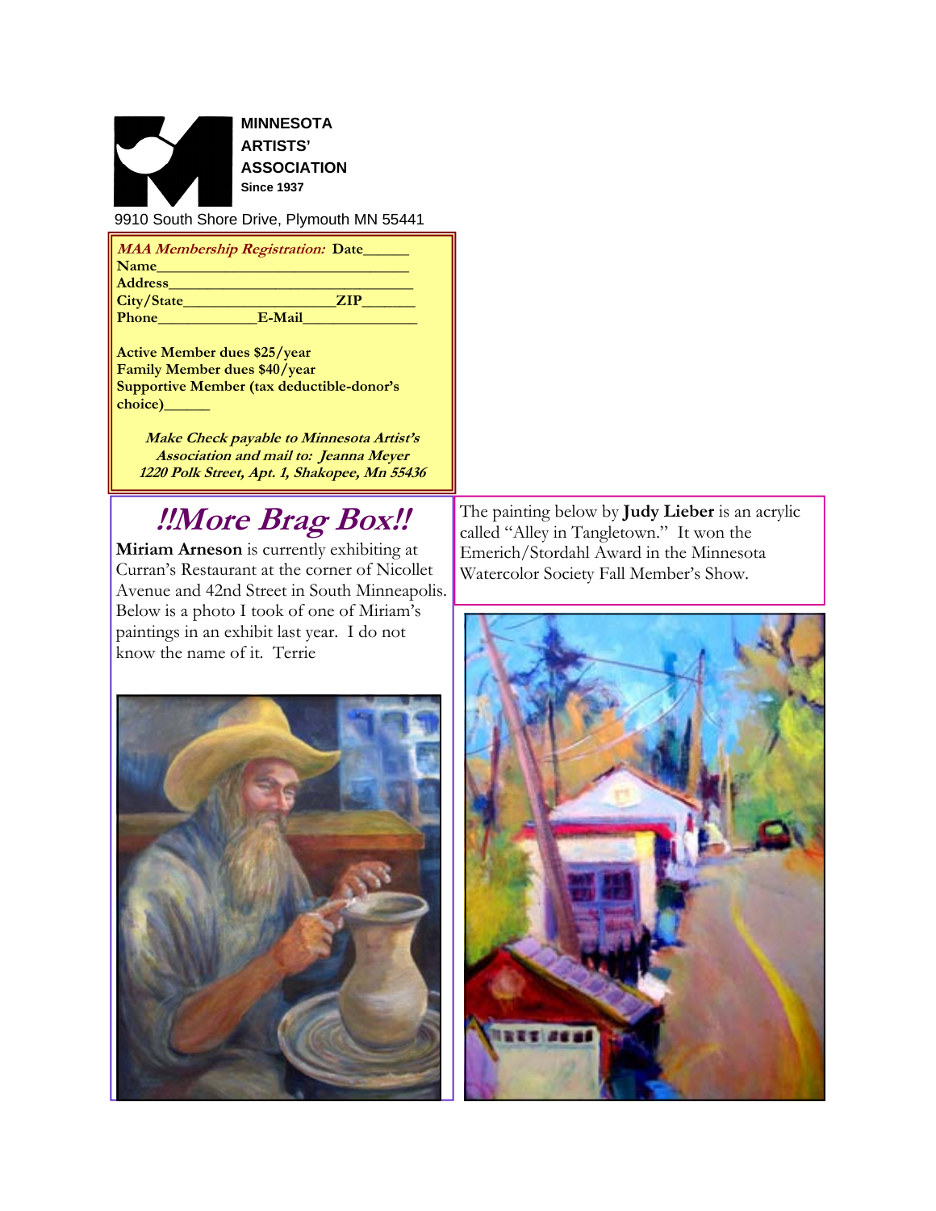**MINNESOTA ARTISTS' ASSOCIATION**
**Since 1937**

9910 South Shore Drive, Plymouth MN 55441

***MAA Membership Registration:*** **Date______**
**Name________________________________**
**Address________________________________**
**City/State____________________ZIP_______**
**Phone_____________E-Mail______________**

**Active Member dues $25/year**
**Family Member dues $40/year**
**Supportive Member (tax deductible-donor's choice)______**

***Make Check payable to Minnesota Artist's Association and mail to: Jeanna Meyer 1220 Polk Street, Apt. 1, Shakopee, Mn 55436***

# *!!More Brag Box!!*

**Miriam Arneson** is currently exhibiting at Curran's Restaurant at the corner of Nicollet Avenue and 42nd Street in South Minneapolis. Below is a photo I took of one of Miriam's paintings in an exhibit last year. I do not know the name of it. Terrie

The painting below by **Judy Lieber** is an acrylic called "Alley in Tangletown." It won the Emerich/Stordahl Award in the Minnesota Watercolor Society Fall Member's Show.